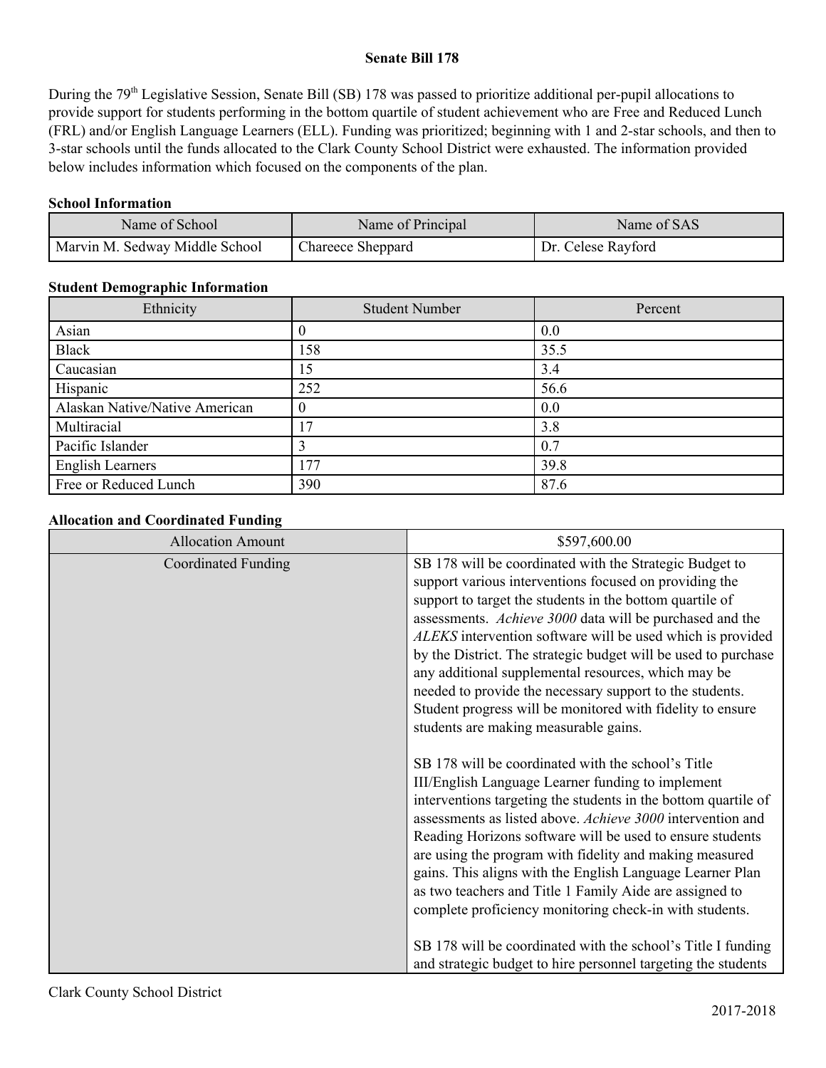# Senate Bill 178

During the 79th Legislative Session, Senate Bill (SB) 178 was passed to prioritize additional per-pupil allocations to provide support for students performing in the bottom quartile of student achievement who are Free and Reduced Lunch (FRL) and/or English Language Learners (ELL). Funding was prioritized; beginning with 1 and 2-star schools, and then to 3-star schools until the funds allocated to the Clark County School District were exhausted. The information provided below includes information which focused on the components of the plan.

### School Information

| Name of School | Name of Principal | Name of SAS |
|---|---|---|
| Marvin M. Sedway Middle School | Chareece Sheppard | Dr. Celese Rayford |

### Student Demographic Information

| Ethnicity | Student Number | Percent |
|---|---|---|
| Asian | 0 | 0.0 |
| Black | 158 | 35.5 |
| Caucasian | 15 | 3.4 |
| Hispanic | 252 | 56.6 |
| Alaskan Native/Native American | 0 | 0.0 |
| Multiracial | 17 | 3.8 |
| Pacific Islander | 3 | 0.7 |
| English Learners | 177 | 39.8 |
| Free or Reduced Lunch | 390 | 87.6 |

### Allocation and Coordinated Funding

| Allocation Amount | $597,600.00 |
|---|---|
| Coordinated Funding | SB 178 will be coordinated with the Strategic Budget to support various interventions focused on providing the support to target the students in the bottom quartile of assessments. *Achieve 3000* data will be purchased and the *ALEKS* intervention software will be used which is provided by the District. The strategic budget will be used to purchase any additional supplemental resources, which may be needed to provide the necessary support to the students. Student progress will be monitored with fidelity to ensure students are making measurable gains.<br><br>SB 178 will be coordinated with the school's Title III/English Language Learner funding to implement interventions targeting the students in the bottom quartile of assessments as listed above. *Achieve 3000* intervention and Reading Horizons software will be used to ensure students are using the program with fidelity and making measured gains. This aligns with the English Language Learner Plan as two teachers and Title 1 Family Aide are assigned to complete proficiency monitoring check-in with students.<br><br>SB 178 will be coordinated with the school's Title I funding and strategic budget to hire personnel targeting the students |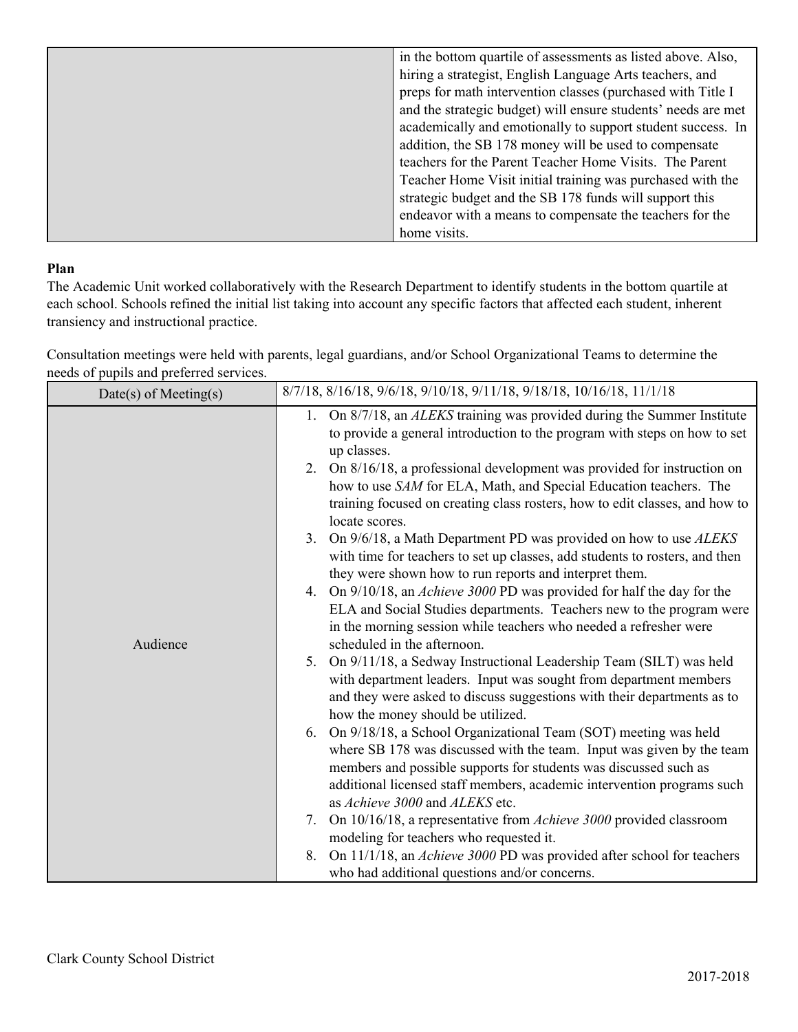| | |
|---|---|
| | in the bottom quartile of assessments as listed above. Also, hiring a strategist, English Language Arts teachers, and preps for math intervention classes (purchased with Title I and the strategic budget) will ensure students' needs are met academically and emotionally to support student success. In addition, the SB 178 money will be used to compensate teachers for the Parent Teacher Home Visits. The Parent Teacher Home Visit initial training was purchased with the strategic budget and the SB 178 funds will support this endeavor with a means to compensate the teachers for the home visits. |

**Plan**

The Academic Unit worked collaboratively with the Research Department to identify students in the bottom quartile at each school. Schools refined the initial list taking into account any specific factors that affected each student, inherent transiency and instructional practice.

Consultation meetings were held with parents, legal guardians, and/or School Organizational Teams to determine the needs of pupils and preferred services.

| Date(s) of Meeting(s) | 8/7/18, 8/16/18, 9/6/18, 9/10/18, 9/11/18, 9/18/18, 10/16/18, 11/1/18 |
|---|---|
| Audience | 1. On 8/7/18, an *ALEKS* training was provided during the Summer Institute to provide a general introduction to the program with steps on how to set up classes.<br>2. On 8/16/18, a professional development was provided for instruction on how to use *SAM* for ELA, Math, and Special Education teachers. The training focused on creating class rosters, how to edit classes, and how to locate scores.<br>3. On 9/6/18, a Math Department PD was provided on how to use *ALEKS* with time for teachers to set up classes, add students to rosters, and then they were shown how to run reports and interpret them.<br>4. On 9/10/18, an *Achieve 3000* PD was provided for half the day for the ELA and Social Studies departments. Teachers new to the program were in the morning session while teachers who needed a refresher were scheduled in the afternoon.<br>5. On 9/11/18, a Sedway Instructional Leadership Team (SILT) was held with department leaders. Input was sought from department members and they were asked to discuss suggestions with their departments as to how the money should be utilized.<br>6. On 9/18/18, a School Organizational Team (SOT) meeting was held where SB 178 was discussed with the team. Input was given by the team members and possible supports for students was discussed such as additional licensed staff members, academic intervention programs such as *Achieve 3000* and *ALEKS* etc.<br>7. On 10/16/18, a representative from *Achieve 3000* provided classroom modeling for teachers who requested it.<br>8. On 11/1/18, an *Achieve 3000* PD was provided after school for teachers who had additional questions and/or concerns. |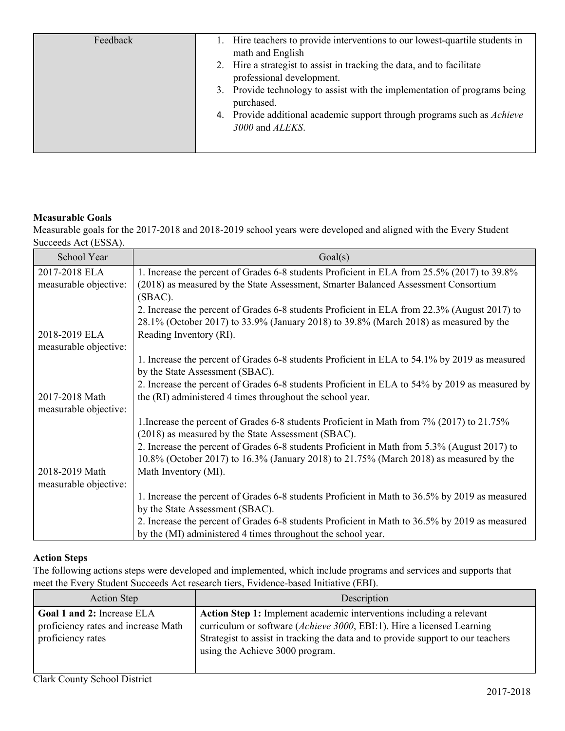| Feedback | 1. Hire teachers to provide interventions to our lowest-quartile students in math and English<br>2. Hire a strategist to assist in tracking the data, and to facilitate professional development.<br>3. Provide technology to assist with the implementation of programs being purchased.<br>4. Provide additional academic support through programs such as *Achieve 3000* and *ALEKS*. |
|---|---|

**Measurable Goals**

Measurable goals for the 2017-2018 and 2018-2019 school years were developed and aligned with the Every Student Succeeds Act (ESSA).

| School Year | Goal(s) |
|---|---|
| 2017-2018 ELA measurable objective: | 1. Increase the percent of Grades 6-8 students Proficient in ELA from 25.5% (2017) to 39.8% (2018) as measured by the State Assessment, Smarter Balanced Assessment Consortium (SBAC).<br>2. Increase the percent of Grades 6-8 students Proficient in ELA from 22.3% (August 2017) to 28.1% (October 2017) to 33.9% (January 2018) to 39.8% (March 2018) as measured by the Reading Inventory (RI). |
| 2018-2019 ELA measurable objective: | 1. Increase the percent of Grades 6-8 students Proficient in ELA to 54.1% by 2019 as measured by the State Assessment (SBAC).<br>2. Increase the percent of Grades 6-8 students Proficient in ELA to 54% by 2019 as measured by the (RI) administered 4 times throughout the school year. |
| 2017-2018 Math measurable objective: | 1.Increase the percent of Grades 6-8 students Proficient in Math from 7% (2017) to 21.75% (2018) as measured by the State Assessment (SBAC).<br>2. Increase the percent of Grades 6-8 students Proficient in Math from 5.3% (August 2017) to 10.8% (October 2017) to 16.3% (January 2018) to 21.75% (March 2018) as measured by the Math Inventory (MI). |
| 2018-2019 Math measurable objective: | 1. Increase the percent of Grades 6-8 students Proficient in Math to 36.5% by 2019 as measured by the State Assessment (SBAC).<br>2. Increase the percent of Grades 6-8 students Proficient in Math to 36.5% by 2019 as measured by the (MI) administered 4 times throughout the school year. |

**Action Steps**

The following actions steps were developed and implemented, which include programs and services and supports that meet the Every Student Succeeds Act research tiers, Evidence-based Initiative (EBI).

| Action Step | Description |
|---|---|
| **Goal 1 and 2:** Increase ELA proficiency rates and increase Math proficiency rates | **Action Step 1:** Implement academic interventions including a relevant curriculum or software (*Achieve 3000*, EBI:1). Hire a licensed Learning Strategist to assist in tracking the data and to provide support to our teachers using the Achieve 3000 program. |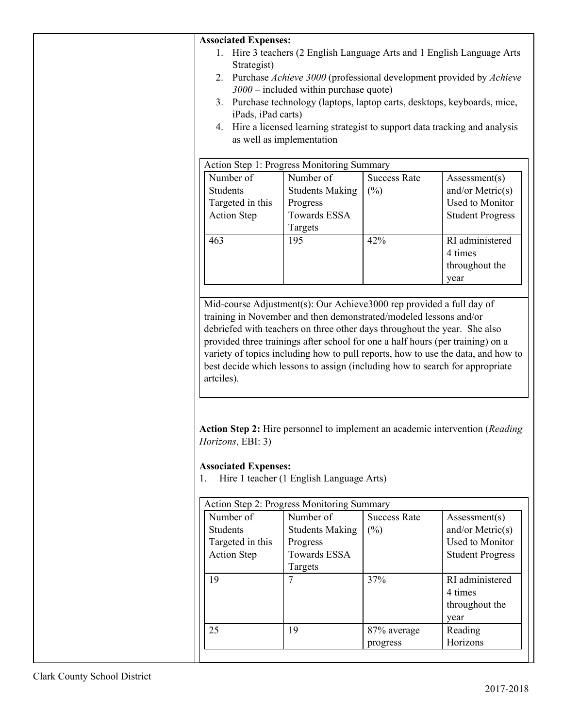**Associated Expenses:**

1. Hire 3 teachers (2 English Language Arts and 1 English Language Arts Strategist)
2. Purchase *Achieve 3000* (professional development provided by *Achieve 3000* – included within purchase quote)
3. Purchase technology (laptops, laptop carts, desktops, keyboards, mice, iPads, iPad carts)
4. Hire a licensed learning strategist to support data tracking and analysis as well as implementation

Action Step 1: Progress Monitoring Summary

| Number of Students Targeted in this Action Step | Number of Students Making Progress Towards ESSA Targets | Success Rate (%) | Assessment(s) and/or Metric(s) Used to Monitor Student Progress |
|---|---|---|---|
| 463 | 195 | 42% | RI administered 4 times throughout the year |

Mid-course Adjustment(s): Our Achieve3000 rep provided a full day of training in November and then demonstrated/modeled lessons and/or debriefed with teachers on three other days throughout the year. She also provided three trainings after school for one a half hours (per training) on a variety of topics including how to pull reports, how to use the data, and how to best decide which lessons to assign (including how to search for appropriate artciles).

**Action Step 2:** Hire personnel to implement an academic intervention (*Reading Horizons*, EBI: 3)

**Associated Expenses:**

1. Hire 1 teacher (1 English Language Arts)

Action Step 2: Progress Monitoring Summary

| Number of Students Targeted in this Action Step | Number of Students Making Progress Towards ESSA Targets | Success Rate (%) | Assessment(s) and/or Metric(s) Used to Monitor Student Progress |
|---|---|---|---|
| 19 | 7 | 37% | RI administered 4 times throughout the year |
| 25 | 19 | 87% average progress | Reading Horizons |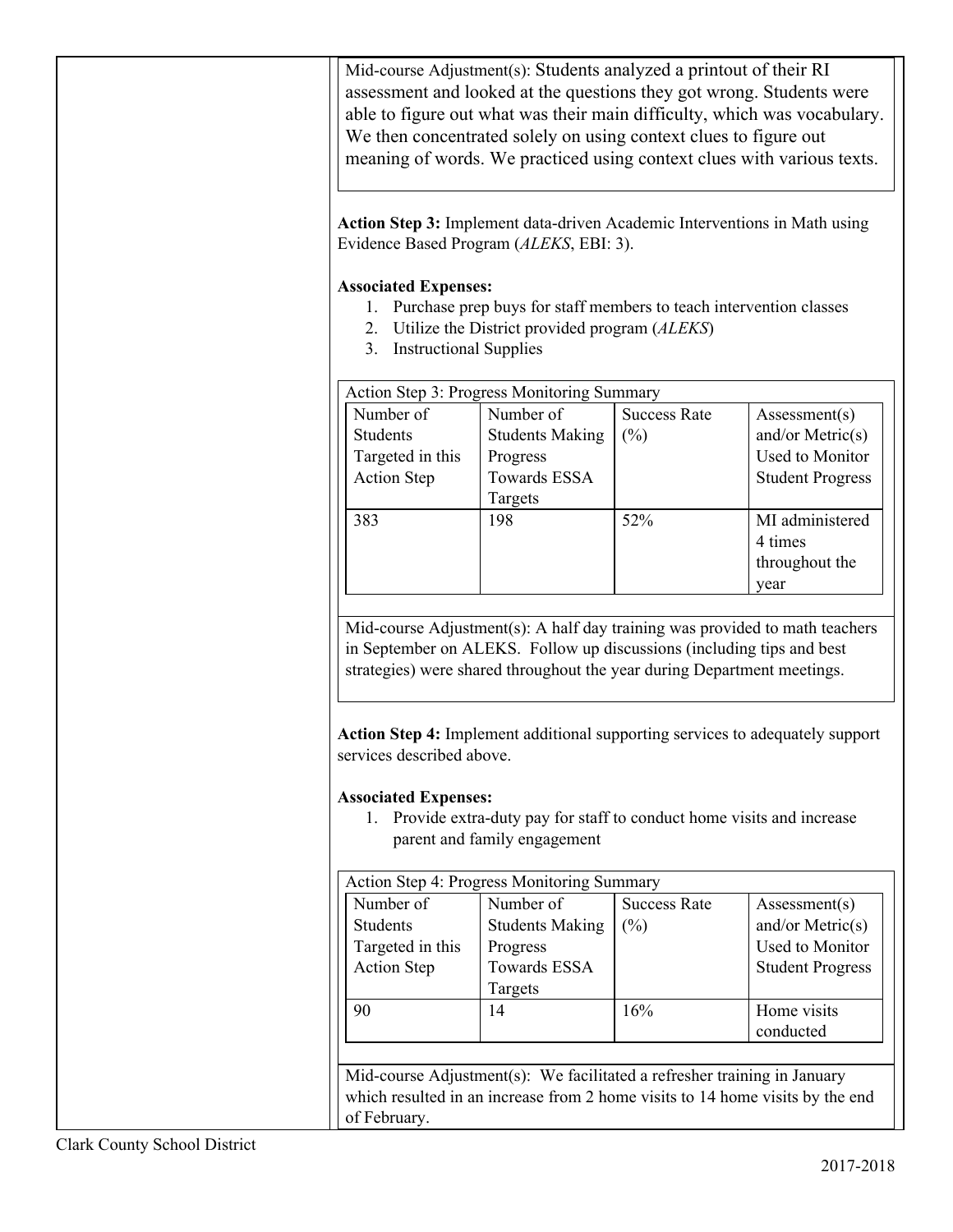Mid-course Adjustment(s): Students analyzed a printout of their RI assessment and looked at the questions they got wrong. Students were able to figure out what was their main difficulty, which was vocabulary. We then concentrated solely on using context clues to figure out meaning of words. We practiced using context clues with various texts.

**Action Step 3:** Implement data-driven Academic Interventions in Math using Evidence Based Program (*ALEKS*, EBI: 3).

**Associated Expenses:**

1. Purchase prep buys for staff members to teach intervention classes
2. Utilize the District provided program (*ALEKS*)
3. Instructional Supplies

Action Step 3: Progress Monitoring Summary

| Number of Students Targeted in this Action Step | Number of Students Making Progress Towards ESSA Targets | Success Rate (%) | Assessment(s) and/or Metric(s) Used to Monitor Student Progress |
|---|---|---|---|
| 383 | 198 | 52% | MI administered 4 times throughout the year |

Mid-course Adjustment(s): A half day training was provided to math teachers in September on ALEKS. Follow up discussions (including tips and best strategies) were shared throughout the year during Department meetings.

**Action Step 4:** Implement additional supporting services to adequately support services described above.

**Associated Expenses:**

1. Provide extra-duty pay for staff to conduct home visits and increase parent and family engagement

Action Step 4: Progress Monitoring Summary

| Number of Students Targeted in this Action Step | Number of Students Making Progress Towards ESSA Targets | Success Rate (%) | Assessment(s) and/or Metric(s) Used to Monitor Student Progress |
|---|---|---|---|
| 90 | 14 | 16% | Home visits conducted |

Mid-course Adjustment(s): We facilitated a refresher training in January which resulted in an increase from 2 home visits to 14 home visits by the end of February.